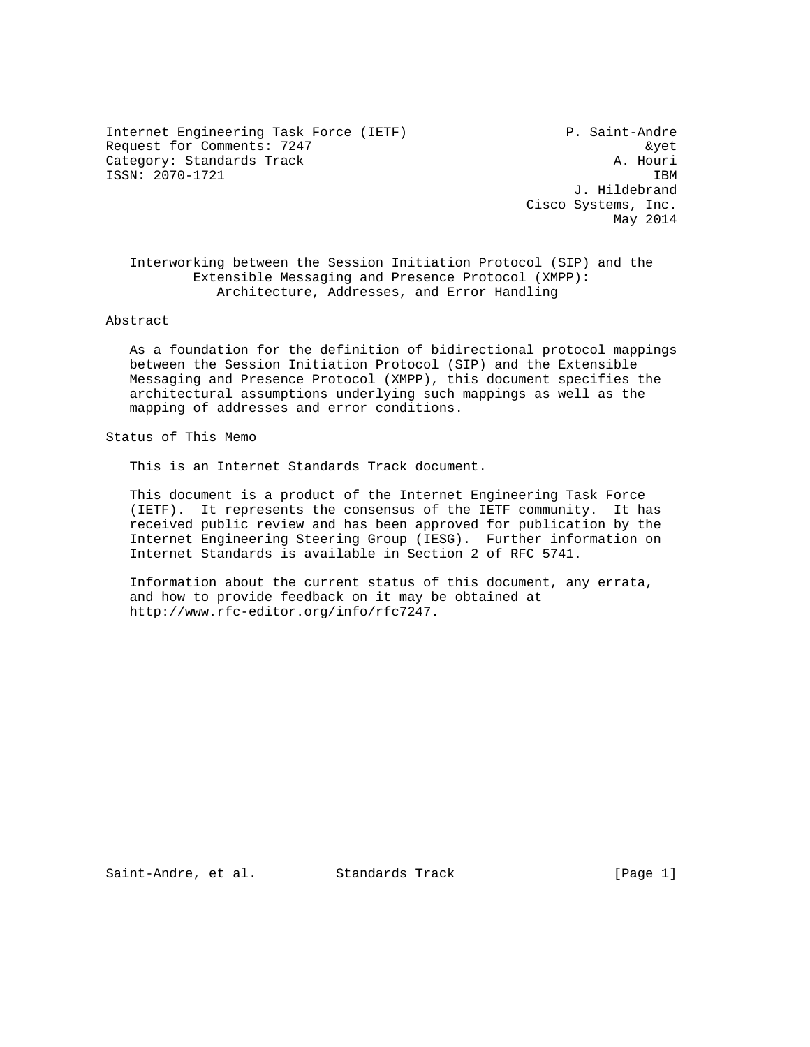Internet Engineering Task Force (IETF) P. Saint-Andre
Request for Comments: 7247 &yet
Category: Standards Track A. Houri
ISSN: 2070-1721 IBM
J. Hildebrand
Cisco Systems, Inc.
May 2014

# Interworking between the Session Initiation Protocol (SIP) and the Extensible Messaging and Presence Protocol (XMPP): Architecture, Addresses, and Error Handling

## Abstract

As a foundation for the definition of bidirectional protocol mappings between the Session Initiation Protocol (SIP) and the Extensible Messaging and Presence Protocol (XMPP), this document specifies the architectural assumptions underlying such mappings as well as the mapping of addresses and error conditions.

## Status of This Memo

This is an Internet Standards Track document.

This document is a product of the Internet Engineering Task Force (IETF). It represents the consensus of the IETF community. It has received public review and has been approved for publication by the Internet Engineering Steering Group (IESG). Further information on Internet Standards is available in Section 2 of RFC 5741.

Information about the current status of this document, any errata, and how to provide feedback on it may be obtained at http://www.rfc-editor.org/info/rfc7247.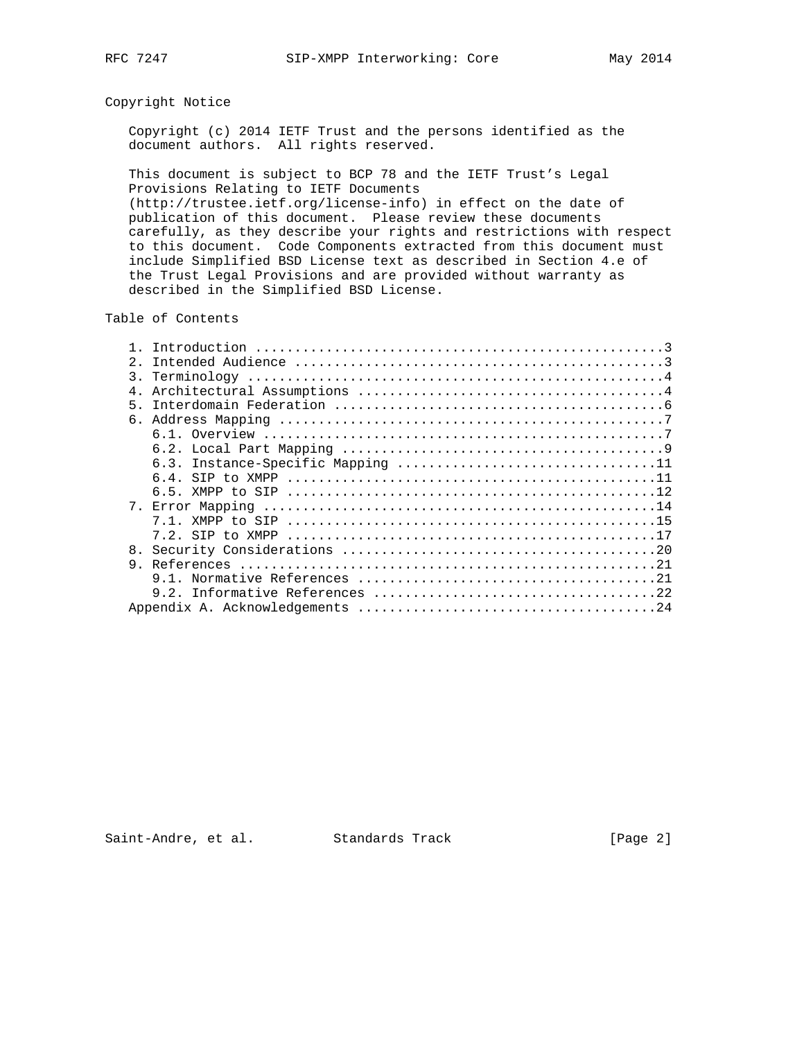## Copyright Notice

Copyright (c) 2014 IETF Trust and the persons identified as the document authors. All rights reserved.

This document is subject to BCP 78 and the IETF Trust's Legal Provisions Relating to IETF Documents (http://trustee.ietf.org/license-info) in effect on the date of publication of this document. Please review these documents carefully, as they describe your rights and restrictions with respect to this document. Code Components extracted from this document must include Simplified BSD License text as described in Section 4.e of the Trust Legal Provisions and are provided without warranty as described in the Simplified BSD License.

## Table of Contents

```
   1. Introduction ....................................................3
   2. Intended Audience ...............................................3
   3. Terminology .....................................................4
   4. Architectural Assumptions .......................................4
   5. Interdomain Federation ..........................................6
   6. Address Mapping .................................................7
      6.1. Overview ...................................................7
      6.2. Local Part Mapping .........................................9
      6.3. Instance-Specific Mapping .................................11
      6.4. SIP to XMPP ...............................................11
      6.5. XMPP to SIP ...............................................12
   7. Error Mapping ..................................................14
      7.1. XMPP to SIP ...............................................15
      7.2. SIP to XMPP ...............................................17
   8. Security Considerations ........................................20
   9. References .....................................................21
      9.1. Normative References ......................................21
      9.2. Informative References ....................................22
   Appendix A. Acknowledgements ......................................24
```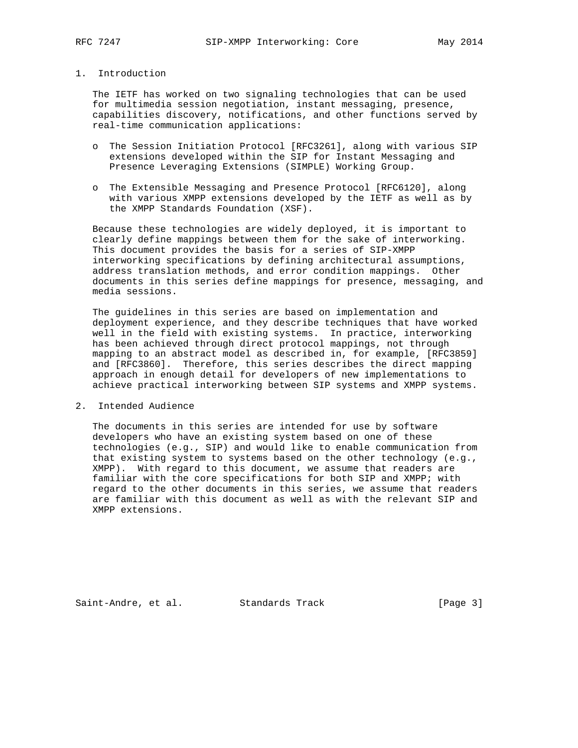## 1. Introduction

The IETF has worked on two signaling technologies that can be used for multimedia session negotiation, instant messaging, presence, capabilities discovery, notifications, and other functions served by real-time communication applications:

- The Session Initiation Protocol [RFC3261], along with various SIP extensions developed within the SIP for Instant Messaging and Presence Leveraging Extensions (SIMPLE) Working Group.

- The Extensible Messaging and Presence Protocol [RFC6120], along with various XMPP extensions developed by the IETF as well as by the XMPP Standards Foundation (XSF).

Because these technologies are widely deployed, it is important to clearly define mappings between them for the sake of interworking. This document provides the basis for a series of SIP-XMPP interworking specifications by defining architectural assumptions, address translation methods, and error condition mappings. Other documents in this series define mappings for presence, messaging, and media sessions.

The guidelines in this series are based on implementation and deployment experience, and they describe techniques that have worked well in the field with existing systems. In practice, interworking has been achieved through direct protocol mappings, not through mapping to an abstract model as described in, for example, [RFC3859] and [RFC3860]. Therefore, this series describes the direct mapping approach in enough detail for developers of new implementations to achieve practical interworking between SIP systems and XMPP systems.

## 2. Intended Audience

The documents in this series are intended for use by software developers who have an existing system based on one of these technologies (e.g., SIP) and would like to enable communication from that existing system to systems based on the other technology (e.g., XMPP). With regard to this document, we assume that readers are familiar with the core specifications for both SIP and XMPP; with regard to the other documents in this series, we assume that readers are familiar with this document as well as with the relevant SIP and XMPP extensions.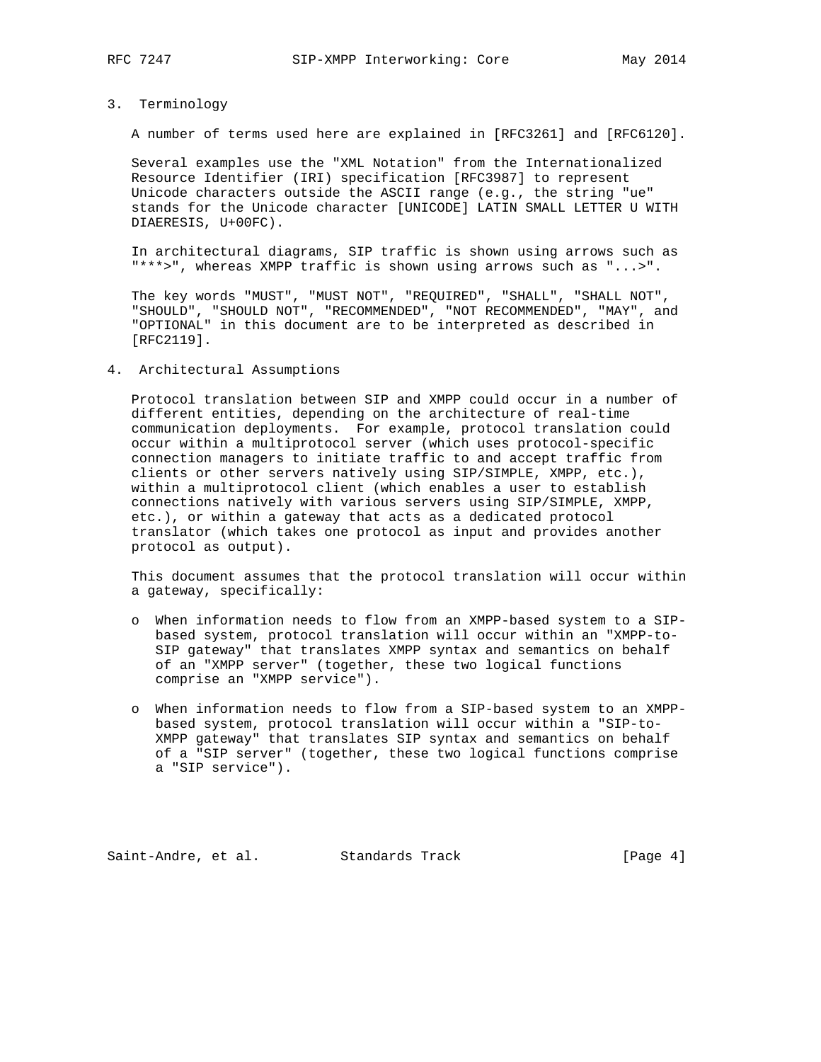## 3. Terminology

A number of terms used here are explained in [RFC3261] and [RFC6120].

Several examples use the "XML Notation" from the Internationalized Resource Identifier (IRI) specification [RFC3987] to represent Unicode characters outside the ASCII range (e.g., the string "ue" stands for the Unicode character [UNICODE] LATIN SMALL LETTER U WITH DIAERESIS, U+00FC).

In architectural diagrams, SIP traffic is shown using arrows such as "***>", whereas XMPP traffic is shown using arrows such as "...>".

The key words "MUST", "MUST NOT", "REQUIRED", "SHALL", "SHALL NOT", "SHOULD", "SHOULD NOT", "RECOMMENDED", "NOT RECOMMENDED", "MAY", and "OPTIONAL" in this document are to be interpreted as described in [RFC2119].

## 4. Architectural Assumptions

Protocol translation between SIP and XMPP could occur in a number of different entities, depending on the architecture of real-time communication deployments. For example, protocol translation could occur within a multiprotocol server (which uses protocol-specific connection managers to initiate traffic to and accept traffic from clients or other servers natively using SIP/SIMPLE, XMPP, etc.), within a multiprotocol client (which enables a user to establish connections natively with various servers using SIP/SIMPLE, XMPP, etc.), or within a gateway that acts as a dedicated protocol translator (which takes one protocol as input and provides another protocol as output).

This document assumes that the protocol translation will occur within a gateway, specifically:

- When information needs to flow from an XMPP-based system to a SIP-based system, protocol translation will occur within an "XMPP-to-SIP gateway" that translates XMPP syntax and semantics on behalf of an "XMPP server" (together, these two logical functions comprise an "XMPP service").

- When information needs to flow from a SIP-based system to an XMPP-based system, protocol translation will occur within a "SIP-to-XMPP gateway" that translates SIP syntax and semantics on behalf of a "SIP server" (together, these two logical functions comprise a "SIP service").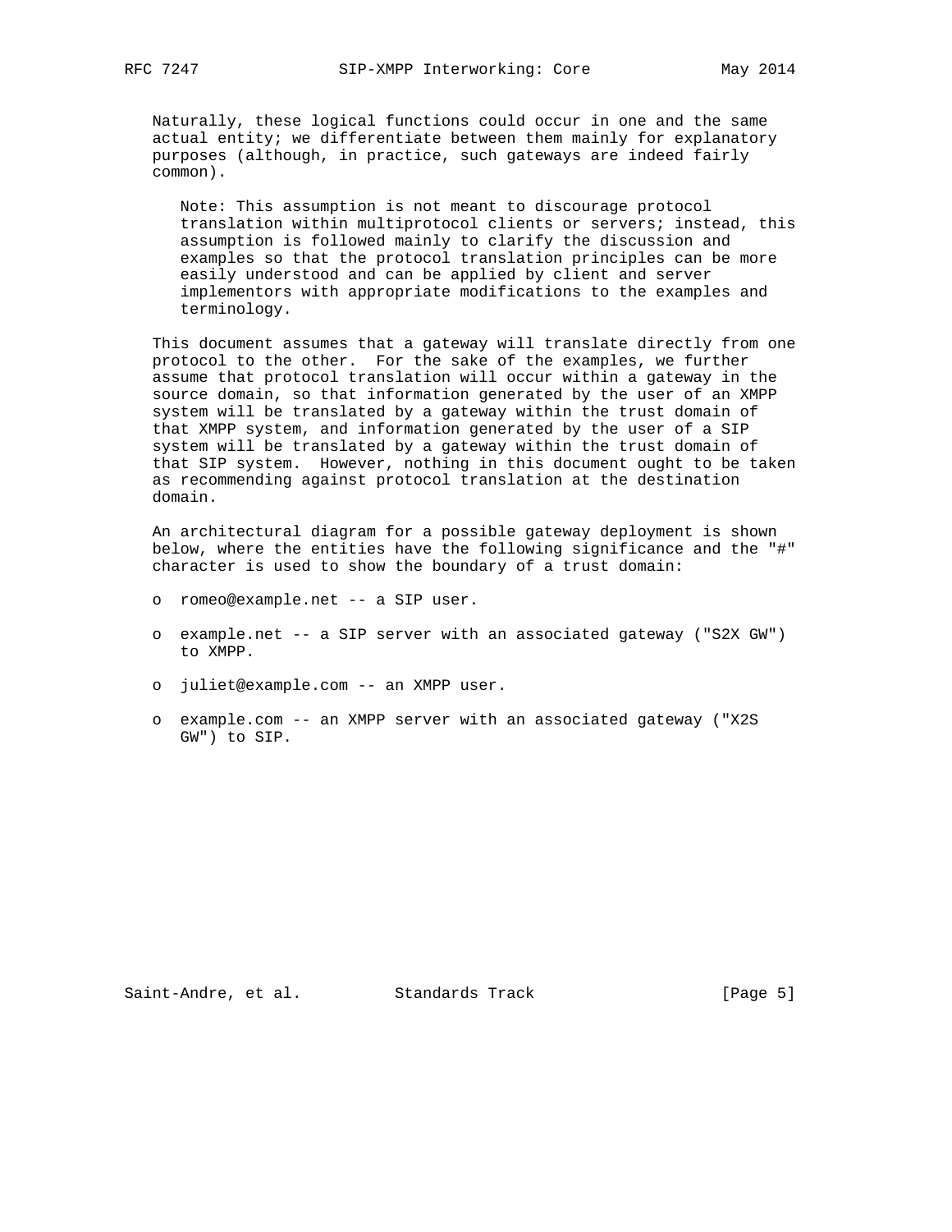Naturally, these logical functions could occur in one and the same actual entity; we differentiate between them mainly for explanatory purposes (although, in practice, such gateways are indeed fairly common).

> Note: This assumption is not meant to discourage protocol translation within multiprotocol clients or servers; instead, this assumption is followed mainly to clarify the discussion and examples so that the protocol translation principles can be more easily understood and can be applied by client and server implementors with appropriate modifications to the examples and terminology.

This document assumes that a gateway will translate directly from one protocol to the other. For the sake of the examples, we further assume that protocol translation will occur within a gateway in the source domain, so that information generated by the user of an XMPP system will be translated by a gateway within the trust domain of that XMPP system, and information generated by the user of a SIP system will be translated by a gateway within the trust domain of that SIP system. However, nothing in this document ought to be taken as recommending against protocol translation at the destination domain.

An architectural diagram for a possible gateway deployment is shown below, where the entities have the following significance and the "#" character is used to show the boundary of a trust domain:

- romeo@example.net -- a SIP user.
- example.net -- a SIP server with an associated gateway ("S2X GW") to XMPP.
- juliet@example.com -- an XMPP user.
- example.com -- an XMPP server with an associated gateway ("X2S GW") to SIP.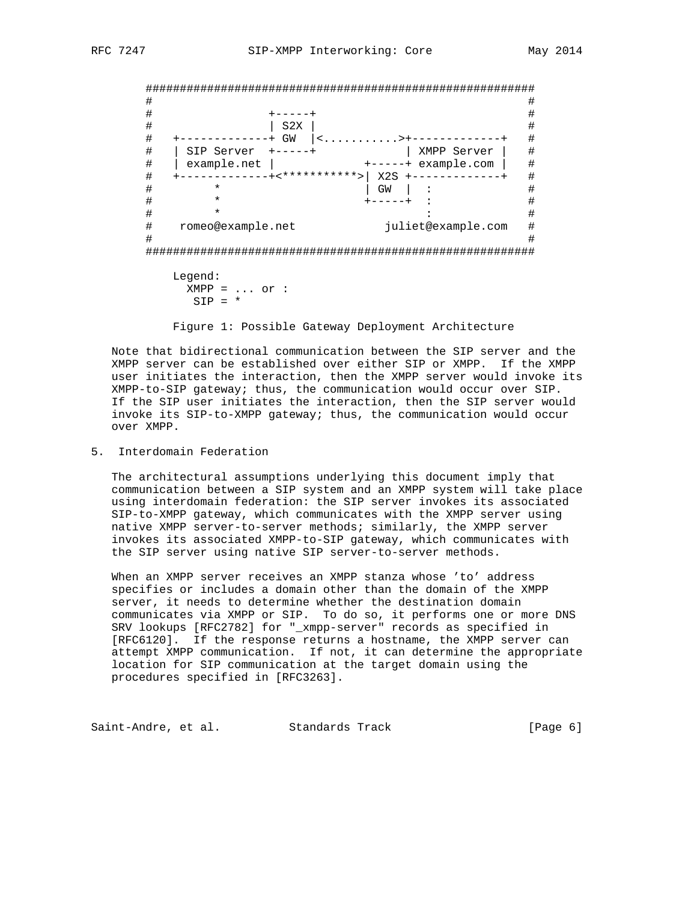```
##########################################################
#                                                        #
#               +-----+                                  #
#               | S2X |                                  #
#   +-------------+ GW  |<...........>+-------------+   #
#   | SIP Server  +-----+             | XMPP Server |   #
#   | example.net |            +-----+ example.com |   #
#   +-------------+<***********>| X2S +-------------+   #
#         *                    | GW  |  :              #
#         *                    +-----+  :              #
#         *                             :              #
#    romeo@example.net            juliet@example.com   #
#                                                        #
##########################################################

    Legend:
      XMPP = ... or :
       SIP = *
```

Figure 1: Possible Gateway Deployment Architecture

Note that bidirectional communication between the SIP server and the XMPP server can be established over either SIP or XMPP. If the XMPP user initiates the interaction, then the XMPP server would invoke its XMPP-to-SIP gateway; thus, the communication would occur over SIP. If the SIP user initiates the interaction, then the SIP server would invoke its SIP-to-XMPP gateway; thus, the communication would occur over XMPP.

## 5. Interdomain Federation

The architectural assumptions underlying this document imply that communication between a SIP system and an XMPP system will take place using interdomain federation: the SIP server invokes its associated SIP-to-XMPP gateway, which communicates with the XMPP server using native XMPP server-to-server methods; similarly, the XMPP server invokes its associated XMPP-to-SIP gateway, which communicates with the SIP server using native SIP server-to-server methods.

When an XMPP server receives an XMPP stanza whose 'to' address specifies or includes a domain other than the domain of the XMPP server, it needs to determine whether the destination domain communicates via XMPP or SIP. To do so, it performs one or more DNS SRV lookups [RFC2782] for "_xmpp-server" records as specified in [RFC6120]. If the response returns a hostname, the XMPP server can attempt XMPP communication. If not, it can determine the appropriate location for SIP communication at the target domain using the procedures specified in [RFC3263].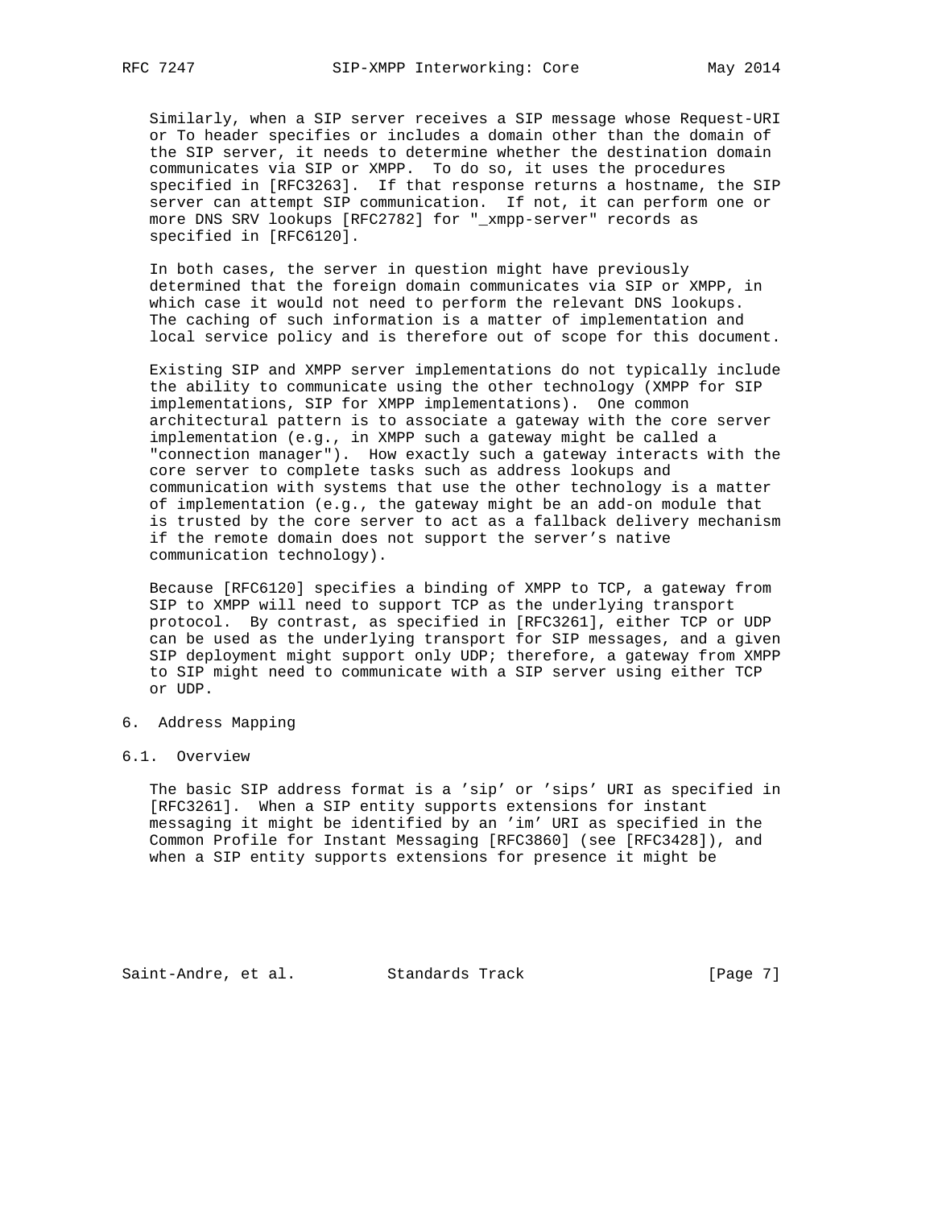Similarly, when a SIP server receives a SIP message whose Request-URI or To header specifies or includes a domain other than the domain of the SIP server, it needs to determine whether the destination domain communicates via SIP or XMPP. To do so, it uses the procedures specified in [RFC3263]. If that response returns a hostname, the SIP server can attempt SIP communication. If not, it can perform one or more DNS SRV lookups [RFC2782] for "_xmpp-server" records as specified in [RFC6120].

In both cases, the server in question might have previously determined that the foreign domain communicates via SIP or XMPP, in which case it would not need to perform the relevant DNS lookups. The caching of such information is a matter of implementation and local service policy and is therefore out of scope for this document.

Existing SIP and XMPP server implementations do not typically include the ability to communicate using the other technology (XMPP for SIP implementations, SIP for XMPP implementations). One common architectural pattern is to associate a gateway with the core server implementation (e.g., in XMPP such a gateway might be called a "connection manager"). How exactly such a gateway interacts with the core server to complete tasks such as address lookups and communication with systems that use the other technology is a matter of implementation (e.g., the gateway might be an add-on module that is trusted by the core server to act as a fallback delivery mechanism if the remote domain does not support the server's native communication technology).

Because [RFC6120] specifies a binding of XMPP to TCP, a gateway from SIP to XMPP will need to support TCP as the underlying transport protocol. By contrast, as specified in [RFC3261], either TCP or UDP can be used as the underlying transport for SIP messages, and a given SIP deployment might support only UDP; therefore, a gateway from XMPP to SIP might need to communicate with a SIP server using either TCP or UDP.

## 6. Address Mapping

### 6.1. Overview

The basic SIP address format is a 'sip' or 'sips' URI as specified in [RFC3261]. When a SIP entity supports extensions for instant messaging it might be identified by an 'im' URI as specified in the Common Profile for Instant Messaging [RFC3860] (see [RFC3428]), and when a SIP entity supports extensions for presence it might be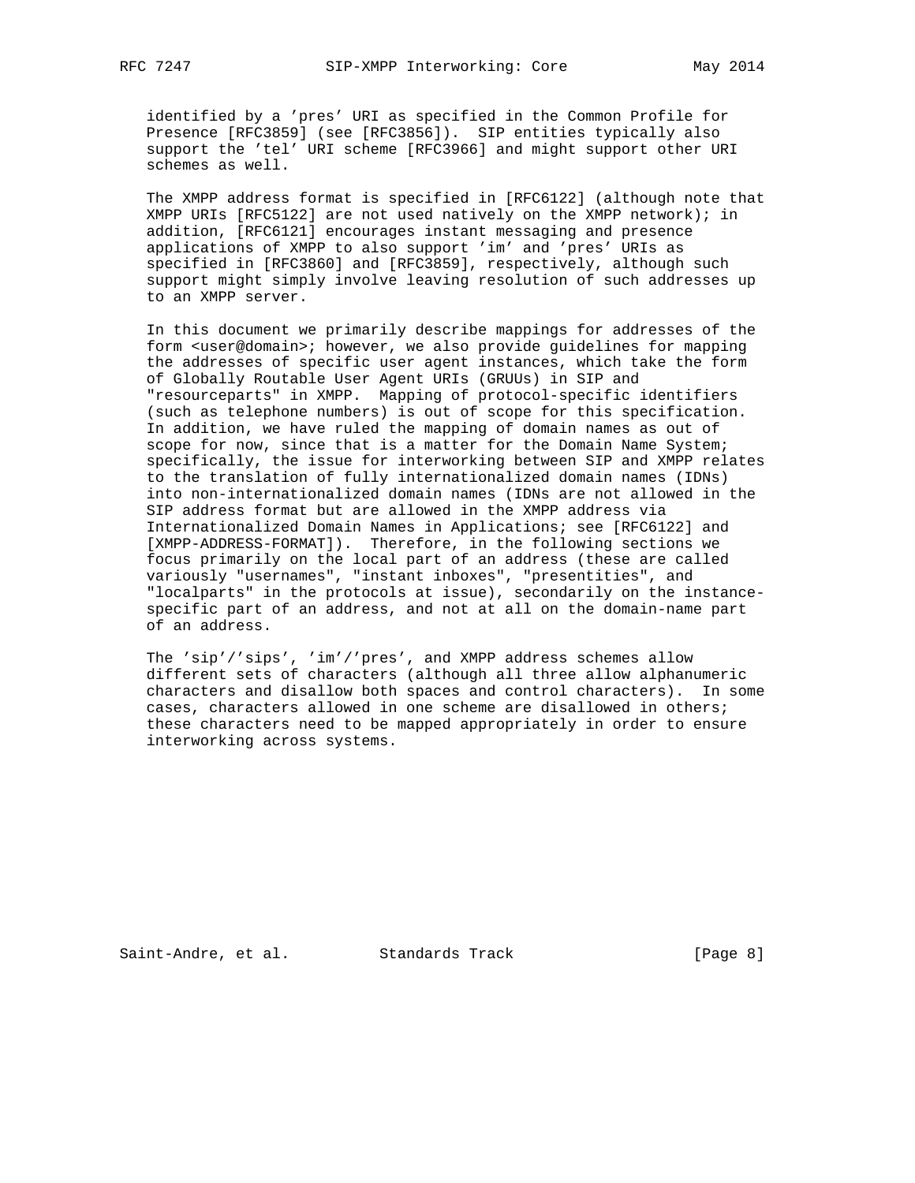identified by a 'pres' URI as specified in the Common Profile for Presence [RFC3859] (see [RFC3856]). SIP entities typically also support the 'tel' URI scheme [RFC3966] and might support other URI schemes as well.

The XMPP address format is specified in [RFC6122] (although note that XMPP URIs [RFC5122] are not used natively on the XMPP network); in addition, [RFC6121] encourages instant messaging and presence applications of XMPP to also support 'im' and 'pres' URIs as specified in [RFC3860] and [RFC3859], respectively, although such support might simply involve leaving resolution of such addresses up to an XMPP server.

In this document we primarily describe mappings for addresses of the form <user@domain>; however, we also provide guidelines for mapping the addresses of specific user agent instances, which take the form of Globally Routable User Agent URIs (GRUUs) in SIP and "resourceparts" in XMPP. Mapping of protocol-specific identifiers (such as telephone numbers) is out of scope for this specification. In addition, we have ruled the mapping of domain names as out of scope for now, since that is a matter for the Domain Name System; specifically, the issue for interworking between SIP and XMPP relates to the translation of fully internationalized domain names (IDNs) into non-internationalized domain names (IDNs are not allowed in the SIP address format but are allowed in the XMPP address via Internationalized Domain Names in Applications; see [RFC6122] and [XMPP-ADDRESS-FORMAT]). Therefore, in the following sections we focus primarily on the local part of an address (these are called variously "usernames", "instant inboxes", "presentities", and "localparts" in the protocols at issue), secondarily on the instance-specific part of an address, and not at all on the domain-name part of an address.

The 'sip'/'sips', 'im'/'pres', and XMPP address schemes allow different sets of characters (although all three allow alphanumeric characters and disallow both spaces and control characters). In some cases, characters allowed in one scheme are disallowed in others; these characters need to be mapped appropriately in order to ensure interworking across systems.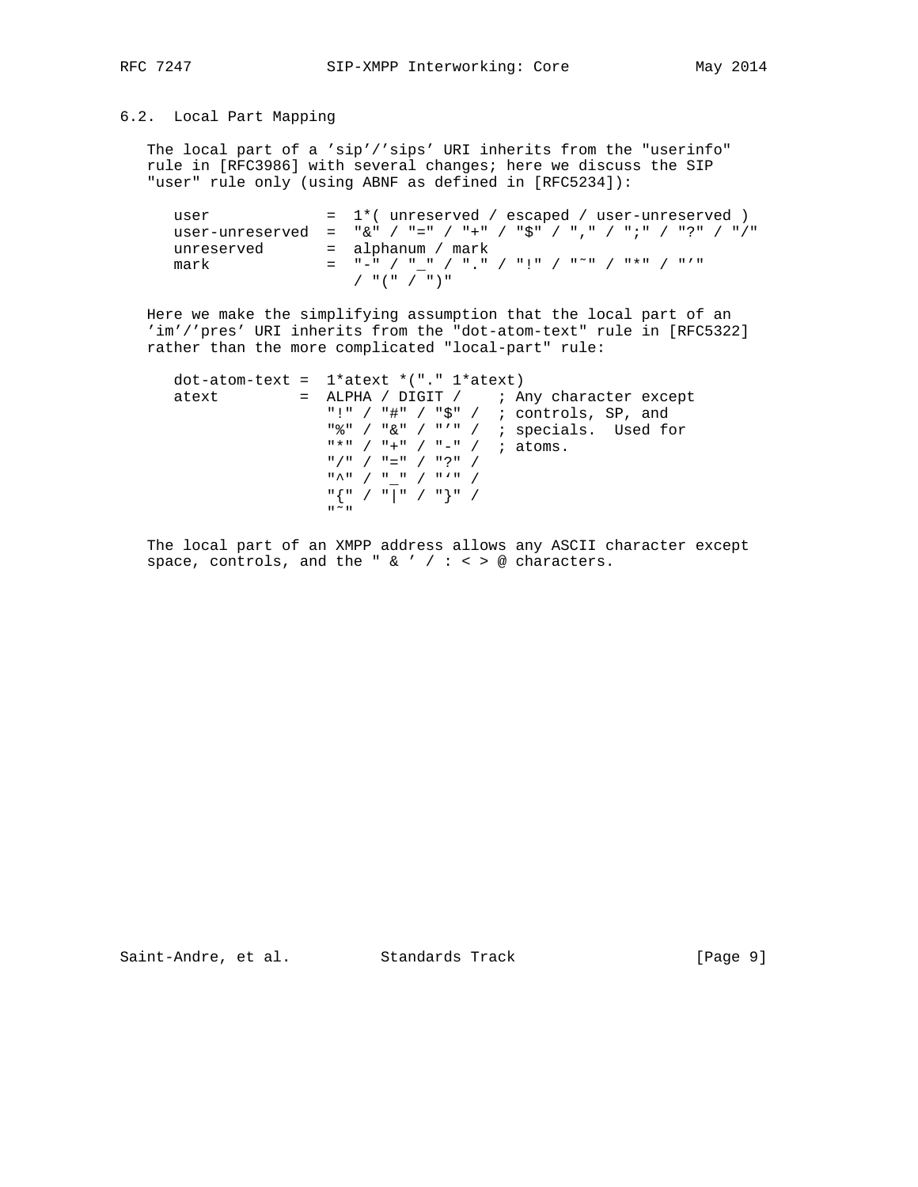## 6.2. Local Part Mapping

The local part of a 'sip'/'sips' URI inherits from the "userinfo" rule in [RFC3986] with several changes; here we discuss the SIP "user" rule only (using ABNF as defined in [RFC5234]):

```
user            =  1*( unreserved / escaped / user-unreserved )
user-unreserved  =  "&" / "=" / "+" / "$" / "," / ";" / "?" / "/"
unreserved      =  alphanum / mark
mark            =  "-" / "_" / "." / "!" / "~" / "*" / "'"
                   / "(" / ")"
```

Here we make the simplifying assumption that the local part of an 'im'/'pres' URI inherits from the "dot-atom-text" rule in [RFC5322] rather than the more complicated "local-part" rule:

```
dot-atom-text =  1*atext *("." 1*atext)
atext         =  ALPHA / DIGIT /    ; Any character except
                 "!" / "#" / "$" /  ; controls, SP, and
                 "%" / "&" / "'" /  ; specials.  Used for
                 "*" / "+" / "-" /  ; atoms.
                 "/" / "=" / "?" /
                 "^" / "_" / "`" /
                 "{" / "|" / "}" /
                 "~"
```

The local part of an XMPP address allows any ASCII character except space, controls, and the " & ' / : < > @ characters.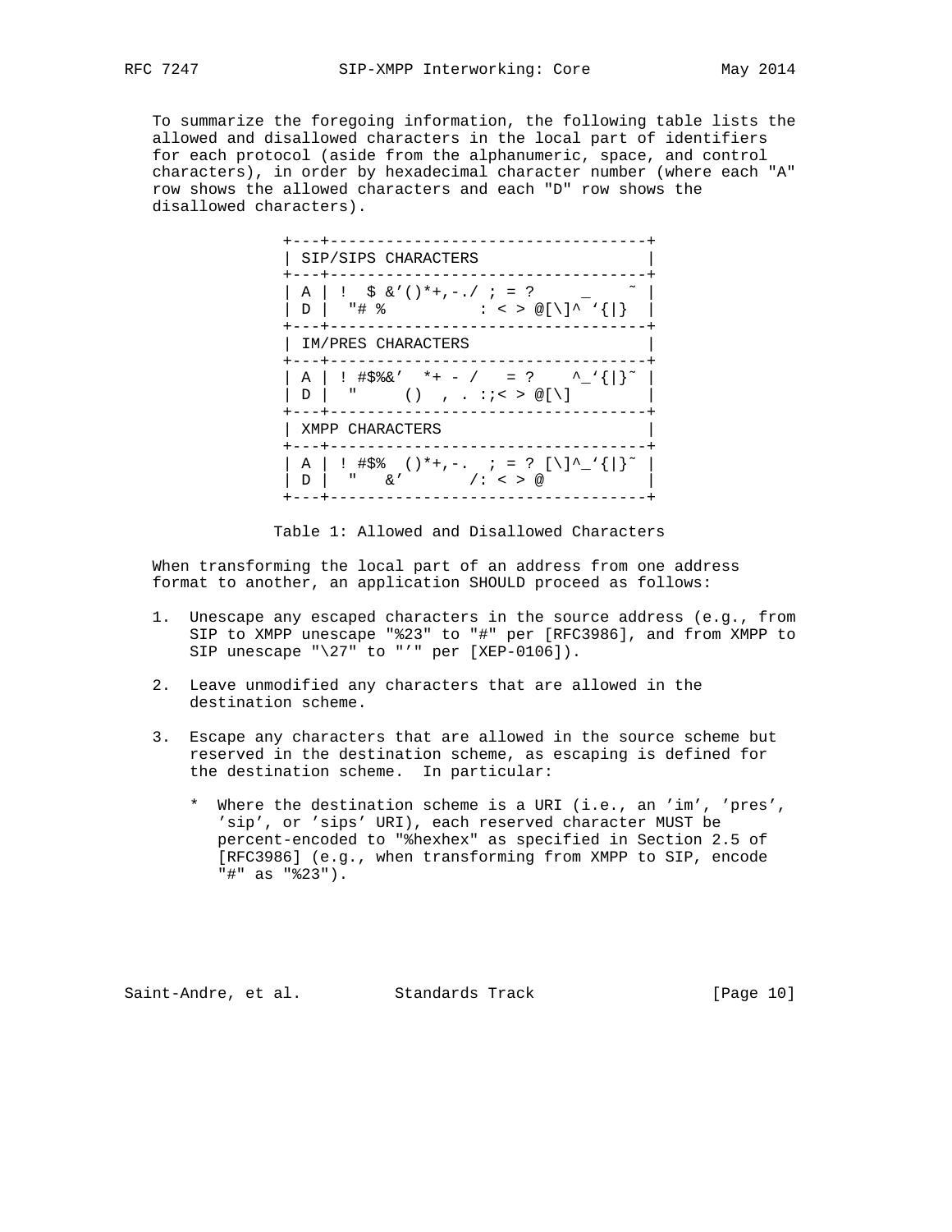To summarize the foregoing information, the following table lists the allowed and disallowed characters in the local part of identifiers for each protocol (aside from the alphanumeric, space, and control characters), in order by hexadecimal character number (where each "A" row shows the allowed characters and each "D" row shows the disallowed characters).

```
+---+----------------------------------+
| SIP/SIPS CHARACTERS                  |
+---+----------------------------------+
| A | !  $ &'()*+,-./ ; = ?     _    ~ |
| D |  "# %          : < > @[\]^ `{|}  |
+---+----------------------------------+
| IM/PRES CHARACTERS                   |
+---+----------------------------------+
| A | ! #$%&'  *+ - /   = ?    ^_`{|}~ |
| D |  "     ()  , . :;< > @[\]        |
+---+----------------------------------+
| XMPP CHARACTERS                      |
+---+----------------------------------+
| A | ! #$%  ()*+,-.  ; = ? [\]^_`{|}~ |
| D |  "   &'       /: < > @           |
+---+----------------------------------+
```

Table 1: Allowed and Disallowed Characters

When transforming the local part of an address from one address format to another, an application SHOULD proceed as follows:

1. Unescape any escaped characters in the source address (e.g., from SIP to XMPP unescape "%23" to "#" per [RFC3986], and from XMPP to SIP unescape "\27" to "'" per [XEP-0106]).

2. Leave unmodified any characters that are allowed in the destination scheme.

3. Escape any characters that are allowed in the source scheme but reserved in the destination scheme, as escaping is defined for the destination scheme. In particular:

   * Where the destination scheme is a URI (i.e., an 'im', 'pres', 'sip', or 'sips' URI), each reserved character MUST be percent-encoded to "%hexhex" as specified in Section 2.5 of [RFC3986] (e.g., when transforming from XMPP to SIP, encode "#" as "%23").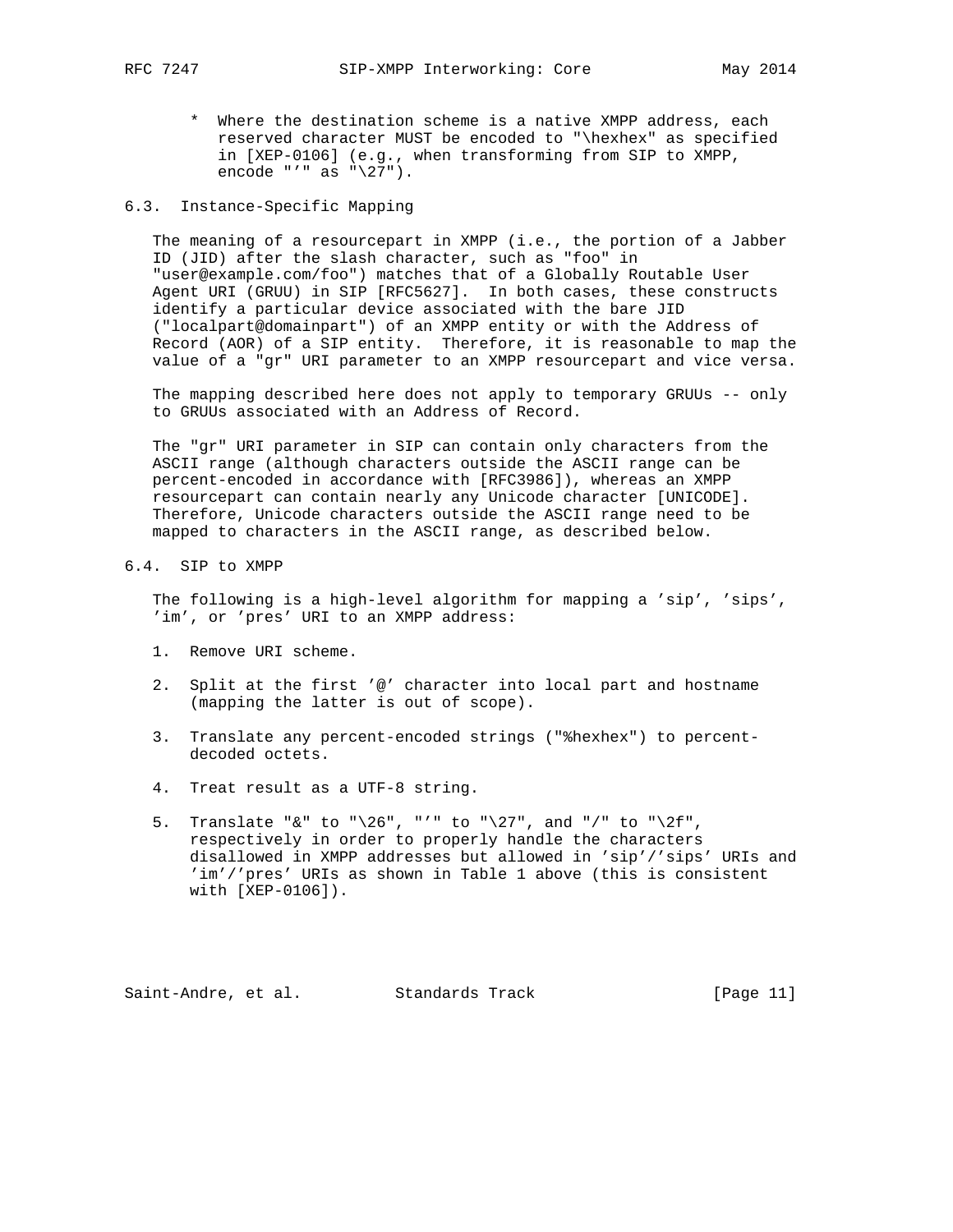* Where the destination scheme is a native XMPP address, each reserved character MUST be encoded to "\hexhex" as specified in [XEP-0106] (e.g., when transforming from SIP to XMPP, encode "'" as "\27").

## 6.3. Instance-Specific Mapping

The meaning of a resourcepart in XMPP (i.e., the portion of a Jabber ID (JID) after the slash character, such as "foo" in "user@example.com/foo") matches that of a Globally Routable User Agent URI (GRUU) in SIP [RFC5627]. In both cases, these constructs identify a particular device associated with the bare JID ("localpart@domainpart") of an XMPP entity or with the Address of Record (AOR) of a SIP entity. Therefore, it is reasonable to map the value of a "gr" URI parameter to an XMPP resourcepart and vice versa.

The mapping described here does not apply to temporary GRUUs -- only to GRUUs associated with an Address of Record.

The "gr" URI parameter in SIP can contain only characters from the ASCII range (although characters outside the ASCII range can be percent-encoded in accordance with [RFC3986]), whereas an XMPP resourcepart can contain nearly any Unicode character [UNICODE]. Therefore, Unicode characters outside the ASCII range need to be mapped to characters in the ASCII range, as described below.

## 6.4. SIP to XMPP

The following is a high-level algorithm for mapping a 'sip', 'sips', 'im', or 'pres' URI to an XMPP address:

1. Remove URI scheme.

2. Split at the first '@' character into local part and hostname (mapping the latter is out of scope).

3. Translate any percent-encoded strings ("%hexhex") to percent-decoded octets.

4. Treat result as a UTF-8 string.

5. Translate "&" to "\26", "'" to "\27", and "/" to "\2f", respectively in order to properly handle the characters disallowed in XMPP addresses but allowed in 'sip'/'sips' URIs and 'im'/'pres' URIs as shown in Table 1 above (this is consistent with [XEP-0106]).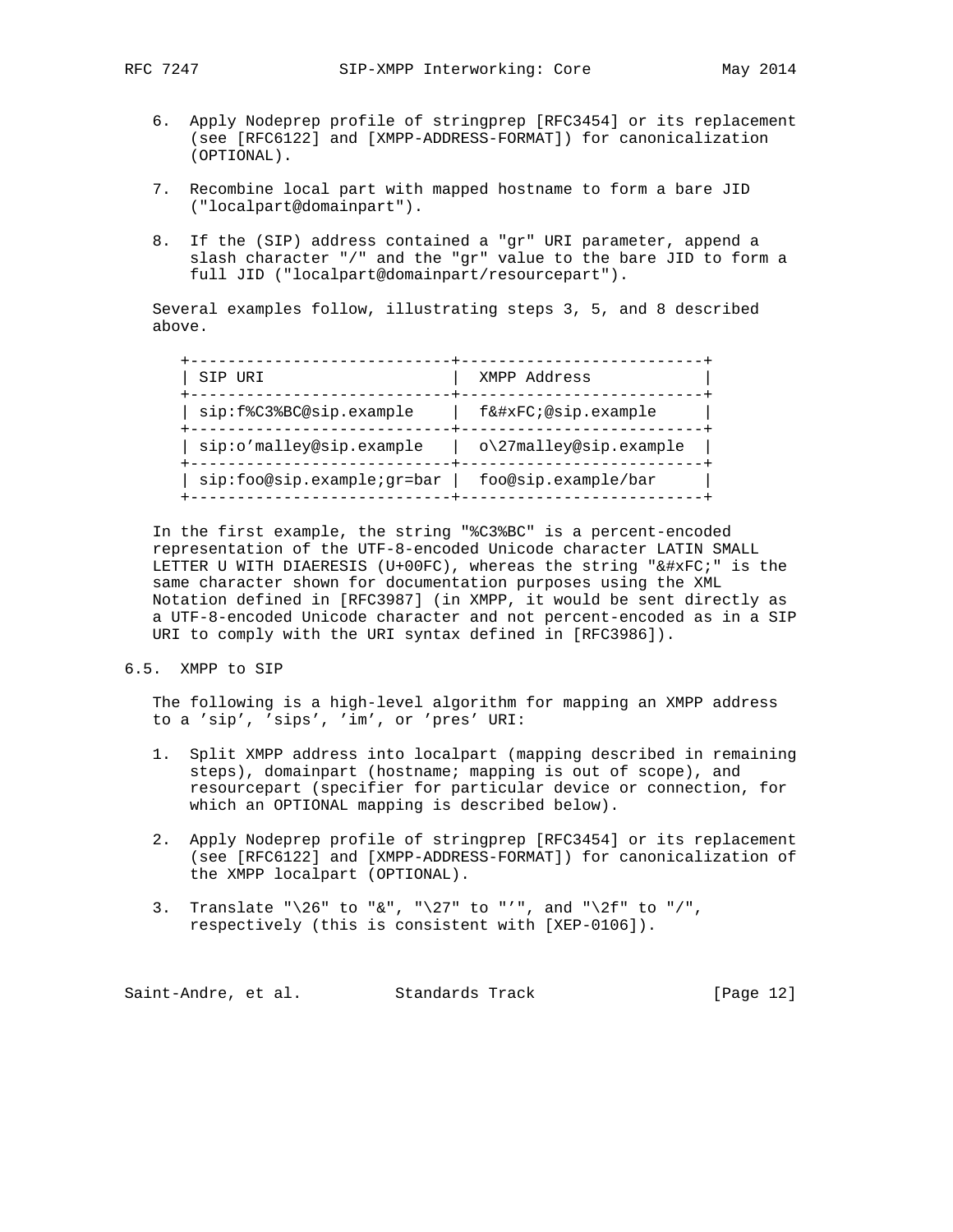6. Apply Nodeprep profile of stringprep [RFC3454] or its replacement (see [RFC6122] and [XMPP-ADDRESS-FORMAT]) for canonicalization (OPTIONAL).

7. Recombine local part with mapped hostname to form a bare JID ("localpart@domainpart").

8. If the (SIP) address contained a "gr" URI parameter, append a slash character "/" and the "gr" value to the bare JID to form a full JID ("localpart@domainpart/resourcepart").

Several examples follow, illustrating steps 3, 5, and 8 described above.

| SIP URI | XMPP Address |
|---|---|
| sip:f%C3%BC@sip.example | f&#xFC;@sip.example |
| sip:o'malley@sip.example | o\27malley@sip.example |
| sip:foo@sip.example;gr=bar | foo@sip.example/bar |

In the first example, the string "%C3%BC" is a percent-encoded representation of the UTF-8-encoded Unicode character LATIN SMALL LETTER U WITH DIAERESIS (U+00FC), whereas the string "&#xFC;" is the same character shown for documentation purposes using the XML Notation defined in [RFC3987] (in XMPP, it would be sent directly as a UTF-8-encoded Unicode character and not percent-encoded as in a SIP URI to comply with the URI syntax defined in [RFC3986]).

## 6.5. XMPP to SIP

The following is a high-level algorithm for mapping an XMPP address to a 'sip', 'sips', 'im', or 'pres' URI:

1. Split XMPP address into localpart (mapping described in remaining steps), domainpart (hostname; mapping is out of scope), and resourcepart (specifier for particular device or connection, for which an OPTIONAL mapping is described below).

2. Apply Nodeprep profile of stringprep [RFC3454] or its replacement (see [RFC6122] and [XMPP-ADDRESS-FORMAT]) for canonicalization of the XMPP localpart (OPTIONAL).

3. Translate "\26" to "&", "\27" to "'", and "\2f" to "/", respectively (this is consistent with [XEP-0106]).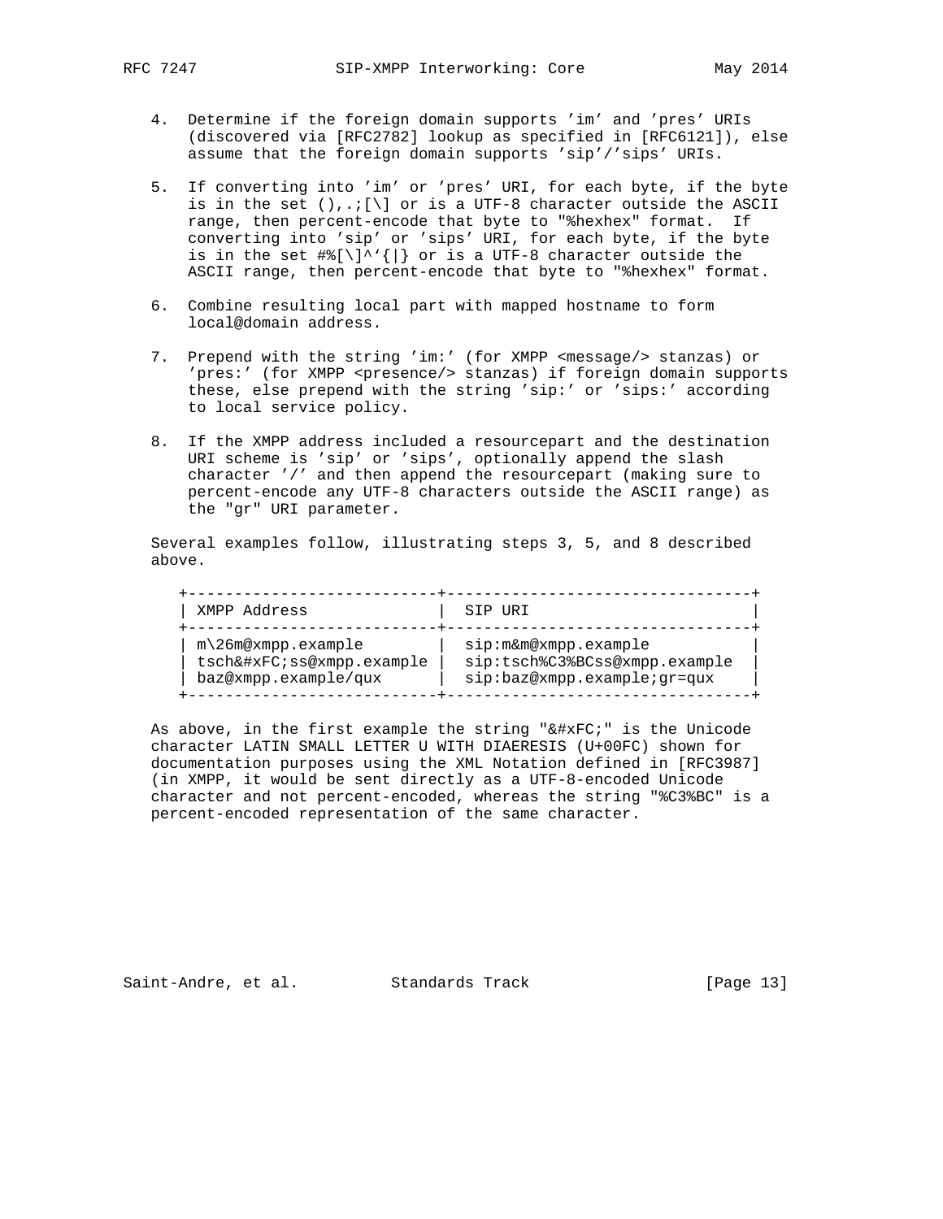4. Determine if the foreign domain supports 'im' and 'pres' URIs (discovered via [RFC2782] lookup as specified in [RFC6121]), else assume that the foreign domain supports 'sip'/'sips' URIs.

5. If converting into 'im' or 'pres' URI, for each byte, if the byte is in the set (),.;[\] or is a UTF-8 character outside the ASCII range, then percent-encode that byte to "%hexhex" format. If converting into 'sip' or 'sips' URI, for each byte, if the byte is in the set #%[\]^'{|} or is a UTF-8 character outside the ASCII range, then percent-encode that byte to "%hexhex" format.

6. Combine resulting local part with mapped hostname to form local@domain address.

7. Prepend with the string 'im:' (for XMPP <message/> stanzas) or 'pres:' (for XMPP <presence/> stanzas) if foreign domain supports these, else prepend with the string 'sip:' or 'sips:' according to local service policy.

8. If the XMPP address included a resourcepart and the destination URI scheme is 'sip' or 'sips', optionally append the slash character '/' and then append the resourcepart (making sure to percent-encode any UTF-8 characters outside the ASCII range) as the "gr" URI parameter.

Several examples follow, illustrating steps 3, 5, and 8 described above.

| XMPP Address | SIP URI |
|---|---|
| m\26m@xmpp.example | sip:m&m@xmpp.example |
| tsch&#xFC;ss@xmpp.example | sip:tsch%C3%BCss@xmpp.example |
| baz@xmpp.example/qux | sip:baz@xmpp.example;gr=qux |

As above, in the first example the string "&#xFC;" is the Unicode character LATIN SMALL LETTER U WITH DIAERESIS (U+00FC) shown for documentation purposes using the XML Notation defined in [RFC3987] (in XMPP, it would be sent directly as a UTF-8-encoded Unicode character and not percent-encoded, whereas the string "%C3%BC" is a percent-encoded representation of the same character.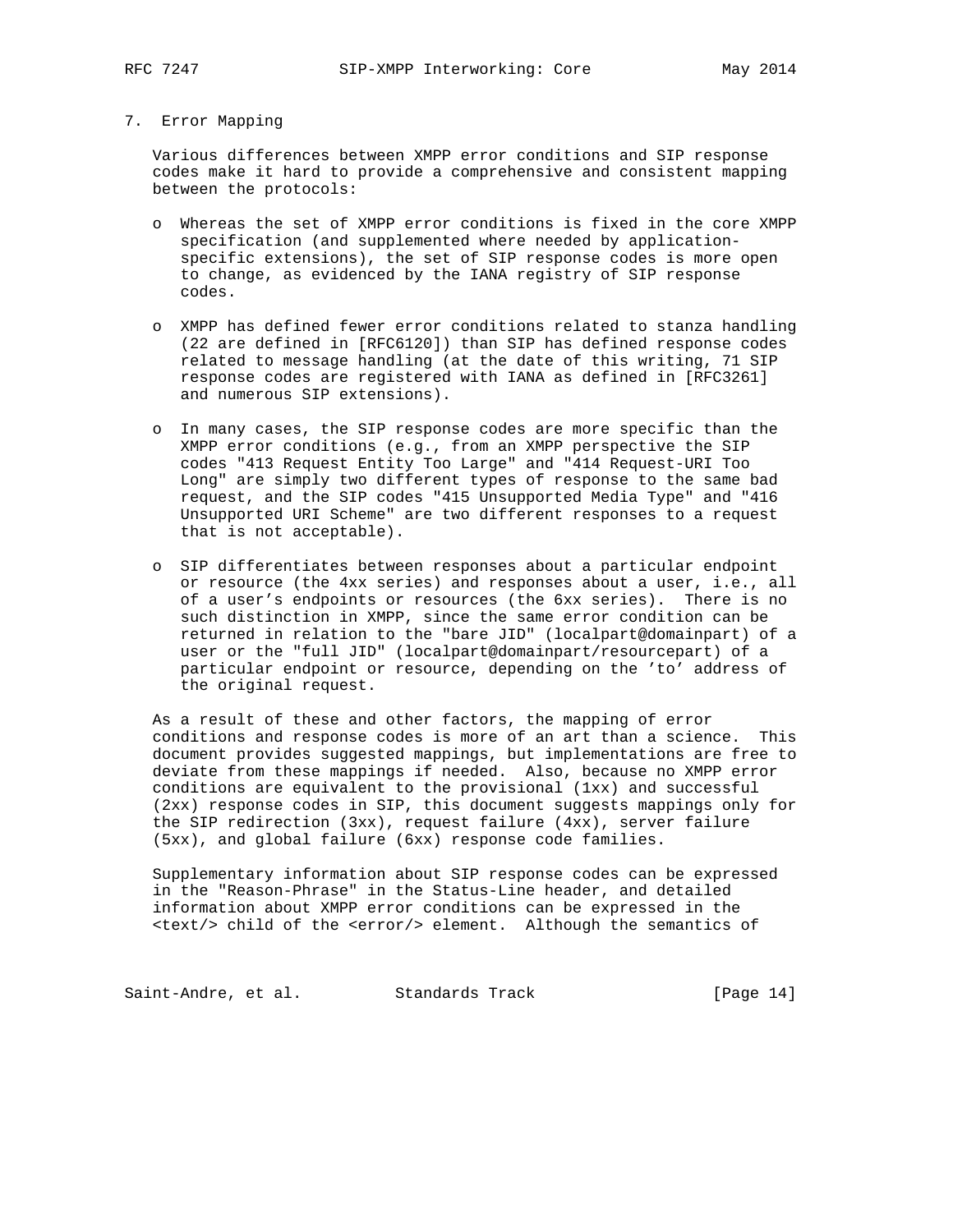## 7. Error Mapping

Various differences between XMPP error conditions and SIP response codes make it hard to provide a comprehensive and consistent mapping between the protocols:

- Whereas the set of XMPP error conditions is fixed in the core XMPP specification (and supplemented where needed by application-specific extensions), the set of SIP response codes is more open to change, as evidenced by the IANA registry of SIP response codes.

- XMPP has defined fewer error conditions related to stanza handling (22 are defined in [RFC6120]) than SIP has defined response codes related to message handling (at the date of this writing, 71 SIP response codes are registered with IANA as defined in [RFC3261] and numerous SIP extensions).

- In many cases, the SIP response codes are more specific than the XMPP error conditions (e.g., from an XMPP perspective the SIP codes "413 Request Entity Too Large" and "414 Request-URI Too Long" are simply two different types of response to the same bad request, and the SIP codes "415 Unsupported Media Type" and "416 Unsupported URI Scheme" are two different responses to a request that is not acceptable).

- SIP differentiates between responses about a particular endpoint or resource (the 4xx series) and responses about a user, i.e., all of a user's endpoints or resources (the 6xx series). There is no such distinction in XMPP, since the same error condition can be returned in relation to the "bare JID" (localpart@domainpart) of a user or the "full JID" (localpart@domainpart/resourcepart) of a particular endpoint or resource, depending on the 'to' address of the original request.

As a result of these and other factors, the mapping of error conditions and response codes is more of an art than a science. This document provides suggested mappings, but implementations are free to deviate from these mappings if needed. Also, because no XMPP error conditions are equivalent to the provisional (1xx) and successful (2xx) response codes in SIP, this document suggests mappings only for the SIP redirection (3xx), request failure (4xx), server failure (5xx), and global failure (6xx) response code families.

Supplementary information about SIP response codes can be expressed in the "Reason-Phrase" in the Status-Line header, and detailed information about XMPP error conditions can be expressed in the <text/> child of the <error/> element. Although the semantics of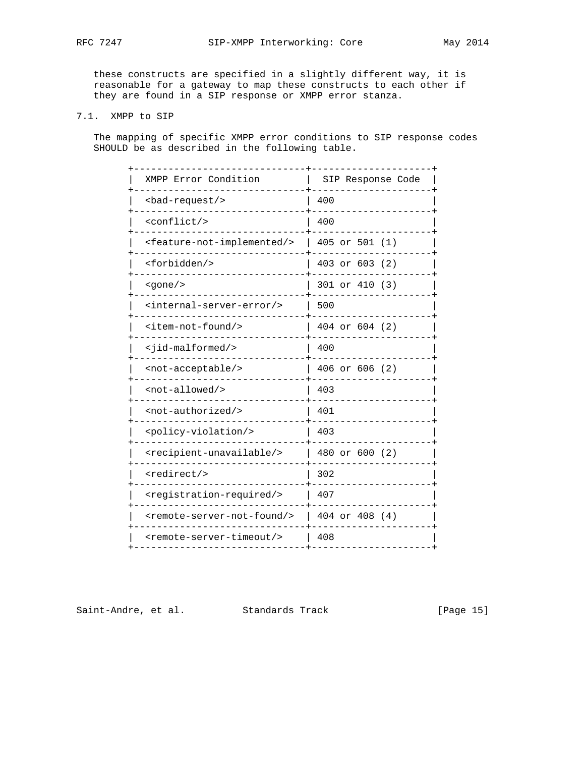these constructs are specified in a slightly different way, it is reasonable for a gateway to map these constructs to each other if they are found in a SIP response or XMPP error stanza.

## 7.1. XMPP to SIP

The mapping of specific XMPP error conditions to SIP response codes SHOULD be as described in the following table.

| XMPP Error Condition | SIP Response Code |
| --- | --- |
| <bad-request/> | 400 |
| <conflict/> | 400 |
| <feature-not-implemented/> | 405 or 501 (1) |
| <forbidden/> | 403 or 603 (2) |
| <gone/> | 301 or 410 (3) |
| <internal-server-error/> | 500 |
| <item-not-found/> | 404 or 604 (2) |
| <jid-malformed/> | 400 |
| <not-acceptable/> | 406 or 606 (2) |
| <not-allowed/> | 403 |
| <not-authorized/> | 401 |
| <policy-violation/> | 403 |
| <recipient-unavailable/> | 480 or 600 (2) |
| <redirect/> | 302 |
| <registration-required/> | 407 |
| <remote-server-not-found/> | 404 or 408 (4) |
| <remote-server-timeout/> | 408 |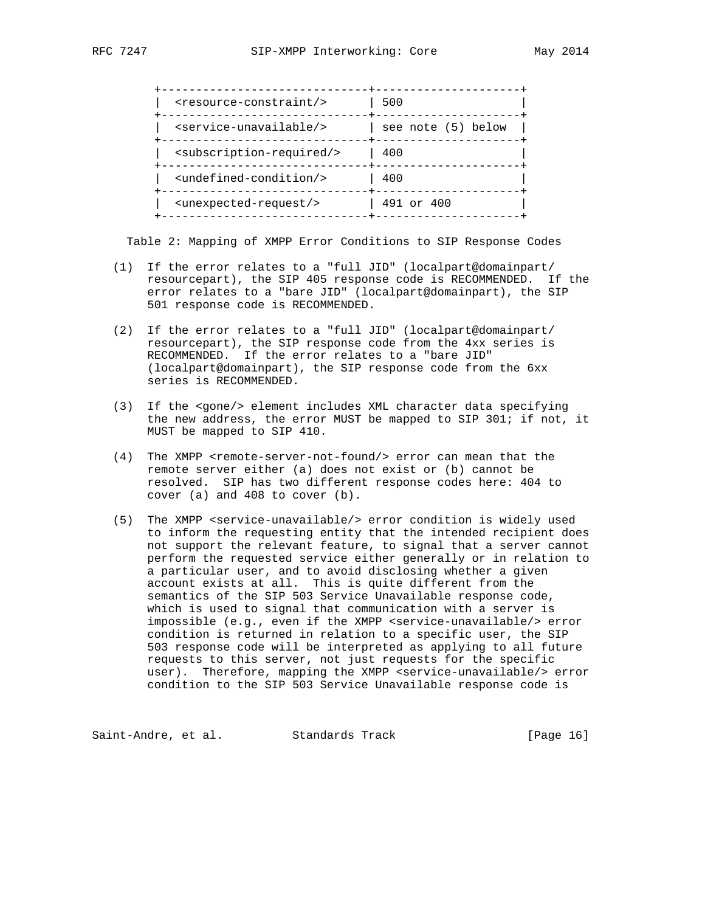| XMPP Error Condition | SIP Response Code |
| --- | --- |
| <resource-constraint/> | 500 |
| <service-unavailable/> | see note (5) below |
| <subscription-required/> | 400 |
| <undefined-condition/> | 400 |
| <unexpected-request/> | 491 or 400 |

Table 2: Mapping of XMPP Error Conditions to SIP Response Codes

(1) If the error relates to a "full JID" (localpart@domainpart/resourcepart), the SIP 405 response code is RECOMMENDED. If the error relates to a "bare JID" (localpart@domainpart), the SIP 501 response code is RECOMMENDED.

(2) If the error relates to a "full JID" (localpart@domainpart/resourcepart), the SIP response code from the 4xx series is RECOMMENDED. If the error relates to a "bare JID" (localpart@domainpart), the SIP response code from the 6xx series is RECOMMENDED.

(3) If the <gone/> element includes XML character data specifying the new address, the error MUST be mapped to SIP 301; if not, it MUST be mapped to SIP 410.

(4) The XMPP <remote-server-not-found/> error can mean that the remote server either (a) does not exist or (b) cannot be resolved. SIP has two different response codes here: 404 to cover (a) and 408 to cover (b).

(5) The XMPP <service-unavailable/> error condition is widely used to inform the requesting entity that the intended recipient does not support the relevant feature, to signal that a server cannot perform the requested service either generally or in relation to a particular user, and to avoid disclosing whether a given account exists at all. This is quite different from the semantics of the SIP 503 Service Unavailable response code, which is used to signal that communication with a server is impossible (e.g., even if the XMPP <service-unavailable/> error condition is returned in relation to a specific user, the SIP 503 response code will be interpreted as applying to all future requests to this server, not just requests for the specific user). Therefore, mapping the XMPP <service-unavailable/> error condition to the SIP 503 Service Unavailable response code is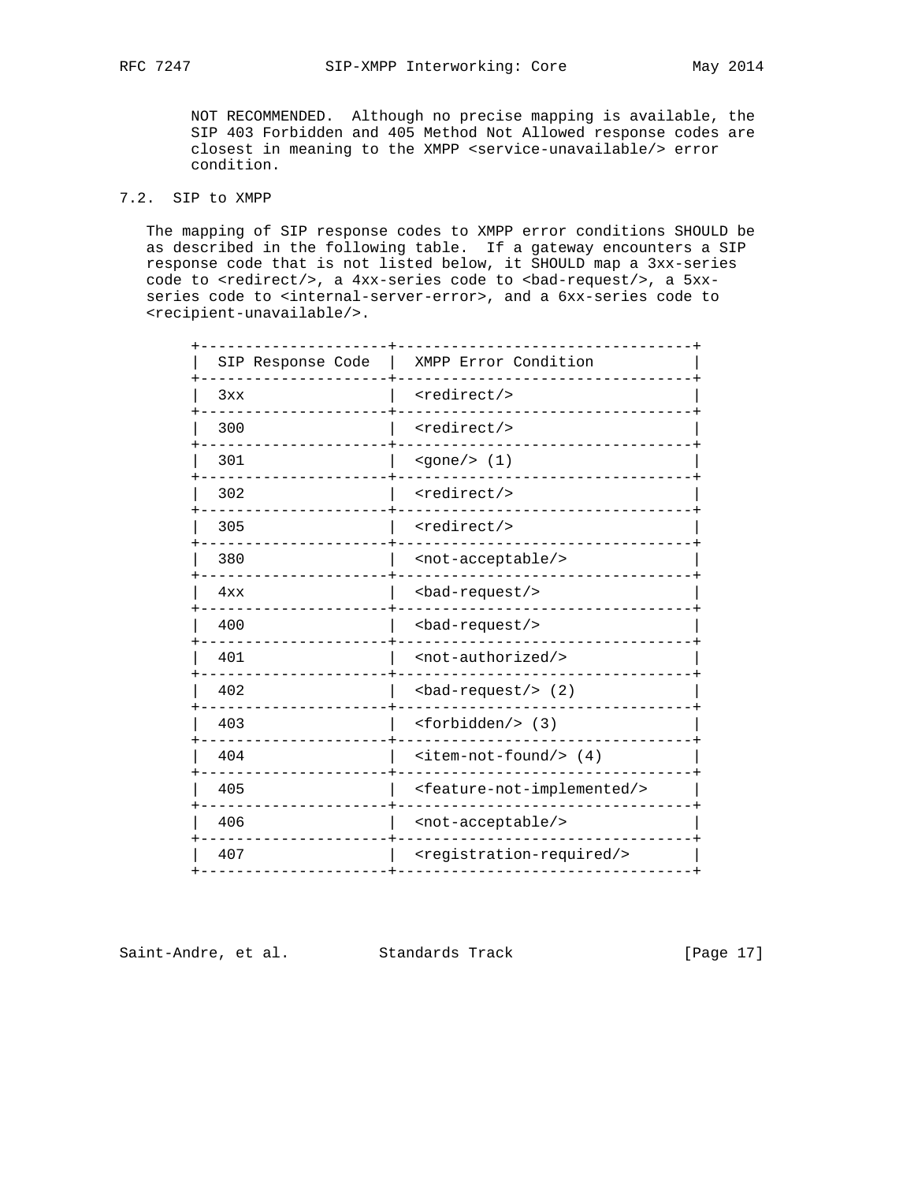NOT RECOMMENDED. Although no precise mapping is available, the SIP 403 Forbidden and 405 Method Not Allowed response codes are closest in meaning to the XMPP <service-unavailable/> error condition.

## 7.2. SIP to XMPP

The mapping of SIP response codes to XMPP error conditions SHOULD be as described in the following table. If a gateway encounters a SIP response code that is not listed below, it SHOULD map a 3xx-series code to <redirect/>, a 4xx-series code to <bad-request/>, a 5xx-series code to <internal-server-error>, and a 6xx-series code to <recipient-unavailable/>.

| SIP Response Code | XMPP Error Condition |
|---|---|
| 3xx | <redirect/> |
| 300 | <redirect/> |
| 301 | <gone/> (1) |
| 302 | <redirect/> |
| 305 | <redirect/> |
| 380 | <not-acceptable/> |
| 4xx | <bad-request/> |
| 400 | <bad-request/> |
| 401 | <not-authorized/> |
| 402 | <bad-request/> (2) |
| 403 | <forbidden/> (3) |
| 404 | <item-not-found/> (4) |
| 405 | <feature-not-implemented/> |
| 406 | <not-acceptable/> |
| 407 | <registration-required/> |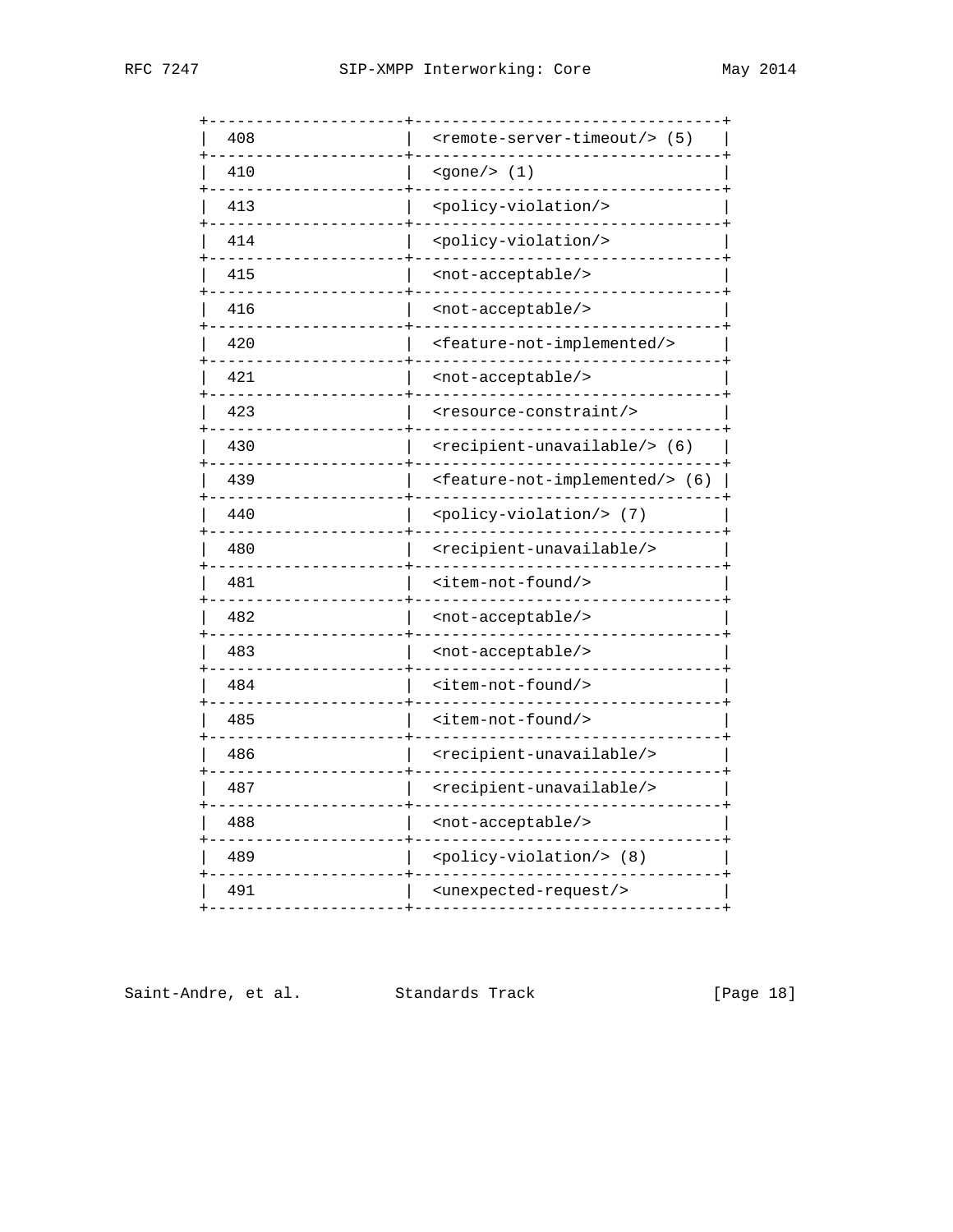| | |
|---|---|
| 408 | <remote-server-timeout/> (5) |
| 410 | <gone/> (1) |
| 413 | <policy-violation/> |
| 414 | <policy-violation/> |
| 415 | <not-acceptable/> |
| 416 | <not-acceptable/> |
| 420 | <feature-not-implemented/> |
| 421 | <not-acceptable/> |
| 423 | <resource-constraint/> |
| 430 | <recipient-unavailable/> (6) |
| 439 | <feature-not-implemented/> (6) |
| 440 | <policy-violation/> (7) |
| 480 | <recipient-unavailable/> |
| 481 | <item-not-found/> |
| 482 | <not-acceptable/> |
| 483 | <not-acceptable/> |
| 484 | <item-not-found/> |
| 485 | <item-not-found/> |
| 486 | <recipient-unavailable/> |
| 487 | <recipient-unavailable/> |
| 488 | <not-acceptable/> |
| 489 | <policy-violation/> (8) |
| 491 | <unexpected-request/> |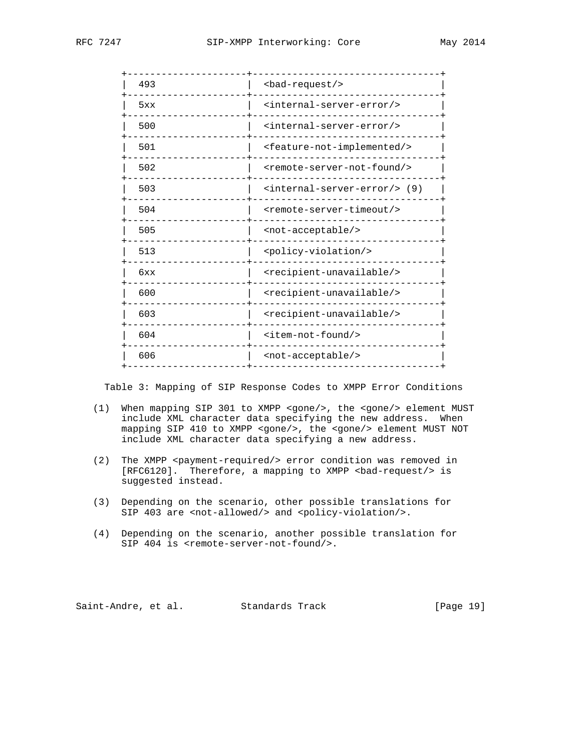| | |
|---|---|
| 493 | <bad-request/> |
| 5xx | <internal-server-error/> |
| 500 | <internal-server-error/> |
| 501 | <feature-not-implemented/> |
| 502 | <remote-server-not-found/> |
| 503 | <internal-server-error/> (9) |
| 504 | <remote-server-timeout/> |
| 505 | <not-acceptable/> |
| 513 | <policy-violation/> |
| 6xx | <recipient-unavailable/> |
| 600 | <recipient-unavailable/> |
| 603 | <recipient-unavailable/> |
| 604 | <item-not-found/> |
| 606 | <not-acceptable/> |

Table 3: Mapping of SIP Response Codes to XMPP Error Conditions

(1) When mapping SIP 301 to XMPP <gone/>, the <gone/> element MUST include XML character data specifying the new address. When mapping SIP 410 to XMPP <gone/>, the <gone/> element MUST NOT include XML character data specifying a new address.

(2) The XMPP <payment-required/> error condition was removed in [RFC6120]. Therefore, a mapping to XMPP <bad-request/> is suggested instead.

(3) Depending on the scenario, other possible translations for SIP 403 are <not-allowed/> and <policy-violation/>.

(4) Depending on the scenario, another possible translation for SIP 404 is <remote-server-not-found/>.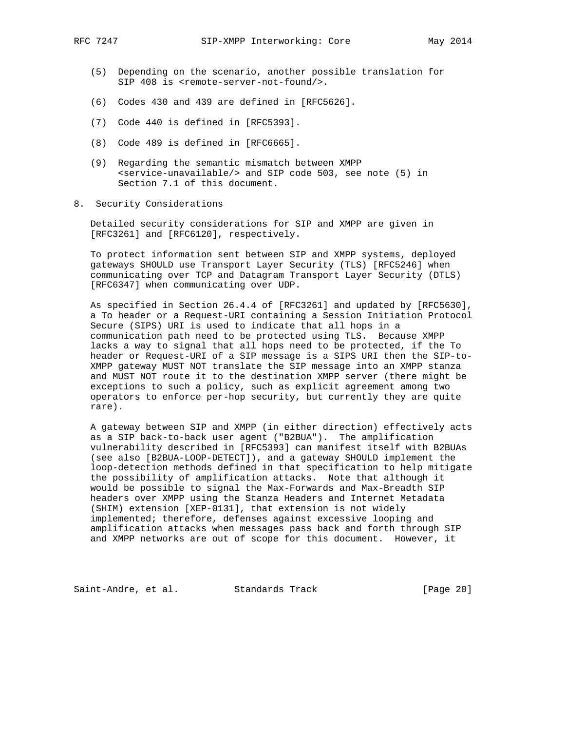(5) Depending on the scenario, another possible translation for SIP 408 is <remote-server-not-found/>.

(6) Codes 430 and 439 are defined in [RFC5626].

(7) Code 440 is defined in [RFC5393].

(8) Code 489 is defined in [RFC6665].

(9) Regarding the semantic mismatch between XMPP <service-unavailable/> and SIP code 503, see note (5) in Section 7.1 of this document.

## 8. Security Considerations

Detailed security considerations for SIP and XMPP are given in [RFC3261] and [RFC6120], respectively.

To protect information sent between SIP and XMPP systems, deployed gateways SHOULD use Transport Layer Security (TLS) [RFC5246] when communicating over TCP and Datagram Transport Layer Security (DTLS) [RFC6347] when communicating over UDP.

As specified in Section 26.4.4 of [RFC3261] and updated by [RFC5630], a To header or a Request-URI containing a Session Initiation Protocol Secure (SIPS) URI is used to indicate that all hops in a communication path need to be protected using TLS. Because XMPP lacks a way to signal that all hops need to be protected, if the To header or Request-URI of a SIP message is a SIPS URI then the SIP-to-XMPP gateway MUST NOT translate the SIP message into an XMPP stanza and MUST NOT route it to the destination XMPP server (there might be exceptions to such a policy, such as explicit agreement among two operators to enforce per-hop security, but currently they are quite rare).

A gateway between SIP and XMPP (in either direction) effectively acts as a SIP back-to-back user agent ("B2BUA"). The amplification vulnerability described in [RFC5393] can manifest itself with B2BUAs (see also [B2BUA-LOOP-DETECT]), and a gateway SHOULD implement the loop-detection methods defined in that specification to help mitigate the possibility of amplification attacks. Note that although it would be possible to signal the Max-Forwards and Max-Breadth SIP headers over XMPP using the Stanza Headers and Internet Metadata (SHIM) extension [XEP-0131], that extension is not widely implemented; therefore, defenses against excessive looping and amplification attacks when messages pass back and forth through SIP and XMPP networks are out of scope for this document. However, it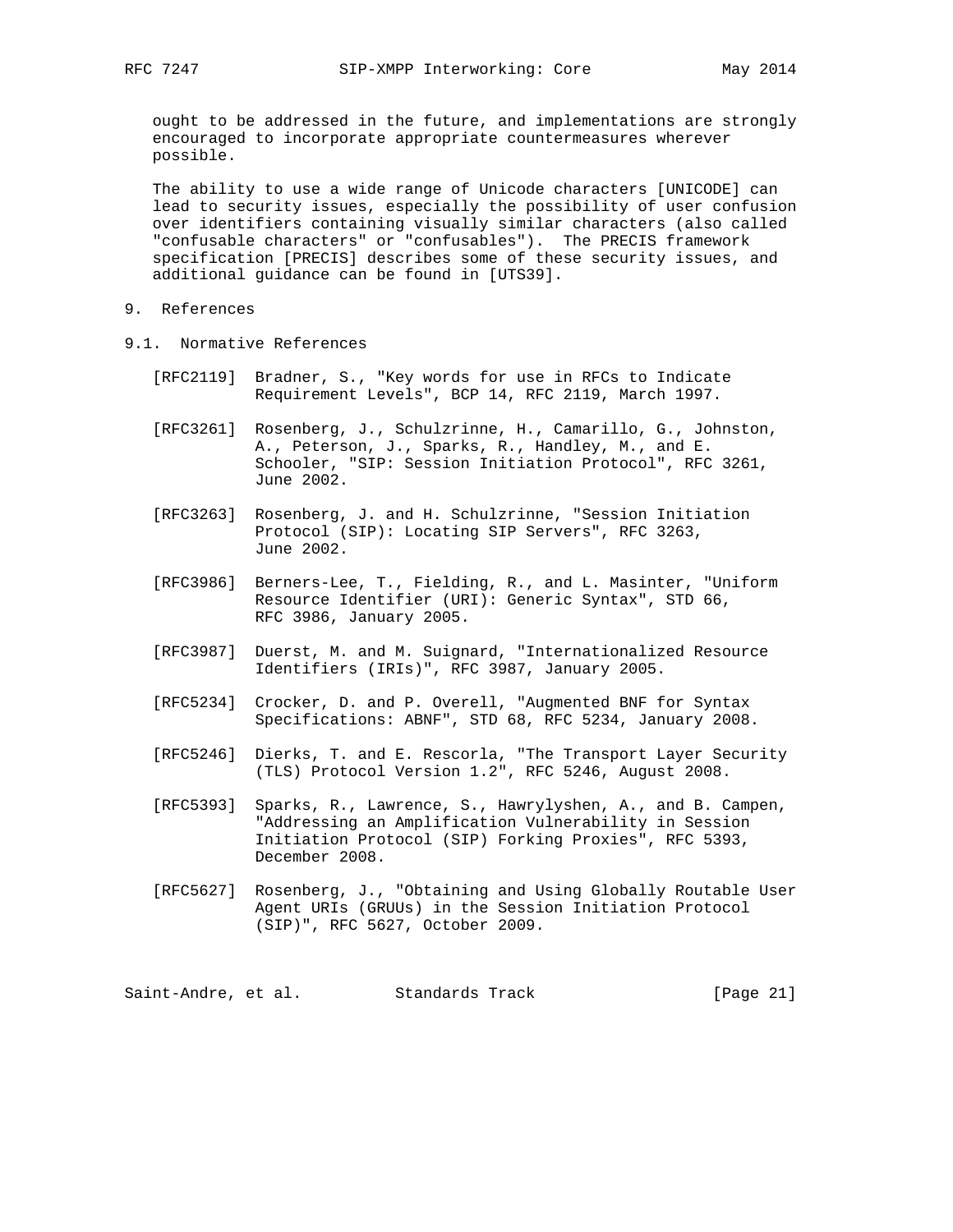ought to be addressed in the future, and implementations are strongly encouraged to incorporate appropriate countermeasures wherever possible.

The ability to use a wide range of Unicode characters [UNICODE] can lead to security issues, especially the possibility of user confusion over identifiers containing visually similar characters (also called "confusable characters" or "confusables"). The PRECIS framework specification [PRECIS] describes some of these security issues, and additional guidance can be found in [UTS39].

# 9. References

## 9.1. Normative References

[RFC2119] Bradner, S., "Key words for use in RFCs to Indicate Requirement Levels", BCP 14, RFC 2119, March 1997.

[RFC3261] Rosenberg, J., Schulzrinne, H., Camarillo, G., Johnston, A., Peterson, J., Sparks, R., Handley, M., and E. Schooler, "SIP: Session Initiation Protocol", RFC 3261, June 2002.

[RFC3263] Rosenberg, J. and H. Schulzrinne, "Session Initiation Protocol (SIP): Locating SIP Servers", RFC 3263, June 2002.

[RFC3986] Berners-Lee, T., Fielding, R., and L. Masinter, "Uniform Resource Identifier (URI): Generic Syntax", STD 66, RFC 3986, January 2005.

[RFC3987] Duerst, M. and M. Suignard, "Internationalized Resource Identifiers (IRIs)", RFC 3987, January 2005.

[RFC5234] Crocker, D. and P. Overell, "Augmented BNF for Syntax Specifications: ABNF", STD 68, RFC 5234, January 2008.

[RFC5246] Dierks, T. and E. Rescorla, "The Transport Layer Security (TLS) Protocol Version 1.2", RFC 5246, August 2008.

[RFC5393] Sparks, R., Lawrence, S., Hawrylyshen, A., and B. Campen, "Addressing an Amplification Vulnerability in Session Initiation Protocol (SIP) Forking Proxies", RFC 5393, December 2008.

[RFC5627] Rosenberg, J., "Obtaining and Using Globally Routable User Agent URIs (GRUUs) in the Session Initiation Protocol (SIP)", RFC 5627, October 2009.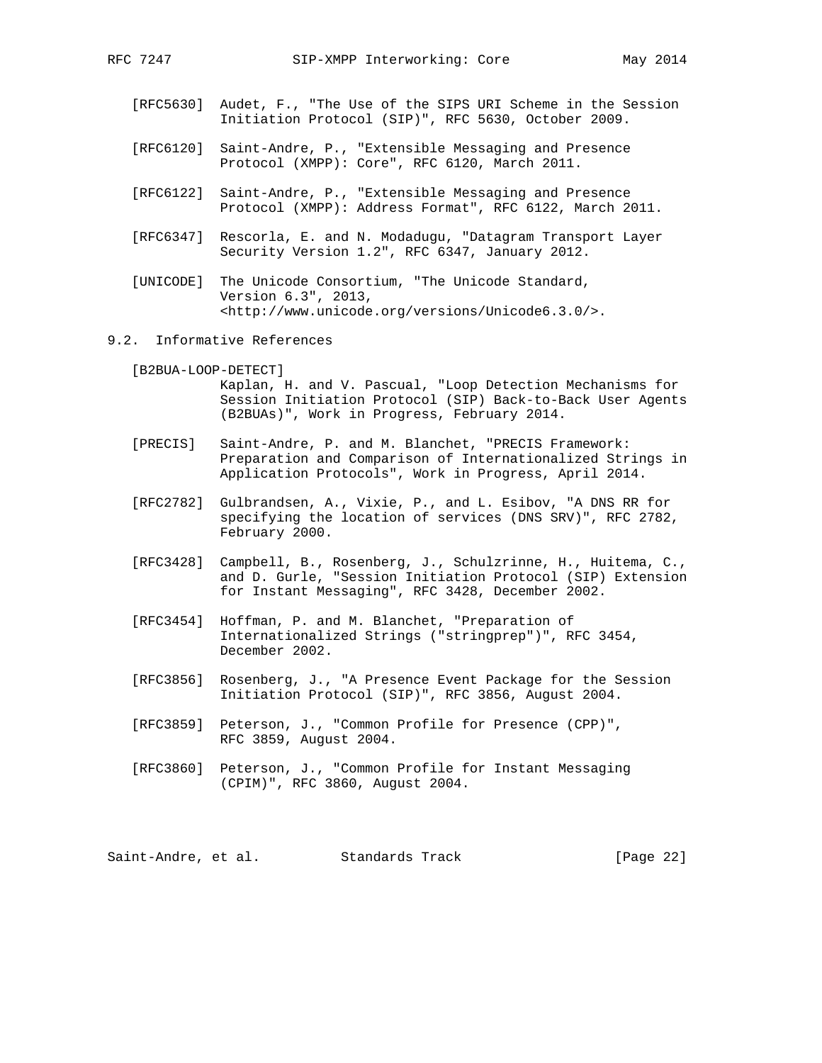[RFC5630] Audet, F., "The Use of the SIPS URI Scheme in the Session Initiation Protocol (SIP)", RFC 5630, October 2009.

[RFC6120] Saint-Andre, P., "Extensible Messaging and Presence Protocol (XMPP): Core", RFC 6120, March 2011.

[RFC6122] Saint-Andre, P., "Extensible Messaging and Presence Protocol (XMPP): Address Format", RFC 6122, March 2011.

[RFC6347] Rescorla, E. and N. Modadugu, "Datagram Transport Layer Security Version 1.2", RFC 6347, January 2012.

[UNICODE] The Unicode Consortium, "The Unicode Standard, Version 6.3", 2013, <http://www.unicode.org/versions/Unicode6.3.0/>.

## 9.2. Informative References

[B2BUA-LOOP-DETECT] Kaplan, H. and V. Pascual, "Loop Detection Mechanisms for Session Initiation Protocol (SIP) Back-to-Back User Agents (B2BUAs)", Work in Progress, February 2014.

[PRECIS] Saint-Andre, P. and M. Blanchet, "PRECIS Framework: Preparation and Comparison of Internationalized Strings in Application Protocols", Work in Progress, April 2014.

[RFC2782] Gulbrandsen, A., Vixie, P., and L. Esibov, "A DNS RR for specifying the location of services (DNS SRV)", RFC 2782, February 2000.

[RFC3428] Campbell, B., Rosenberg, J., Schulzrinne, H., Huitema, C., and D. Gurle, "Session Initiation Protocol (SIP) Extension for Instant Messaging", RFC 3428, December 2002.

[RFC3454] Hoffman, P. and M. Blanchet, "Preparation of Internationalized Strings ("stringprep")", RFC 3454, December 2002.

[RFC3856] Rosenberg, J., "A Presence Event Package for the Session Initiation Protocol (SIP)", RFC 3856, August 2004.

[RFC3859] Peterson, J., "Common Profile for Presence (CPP)", RFC 3859, August 2004.

[RFC3860] Peterson, J., "Common Profile for Instant Messaging (CPIM)", RFC 3860, August 2004.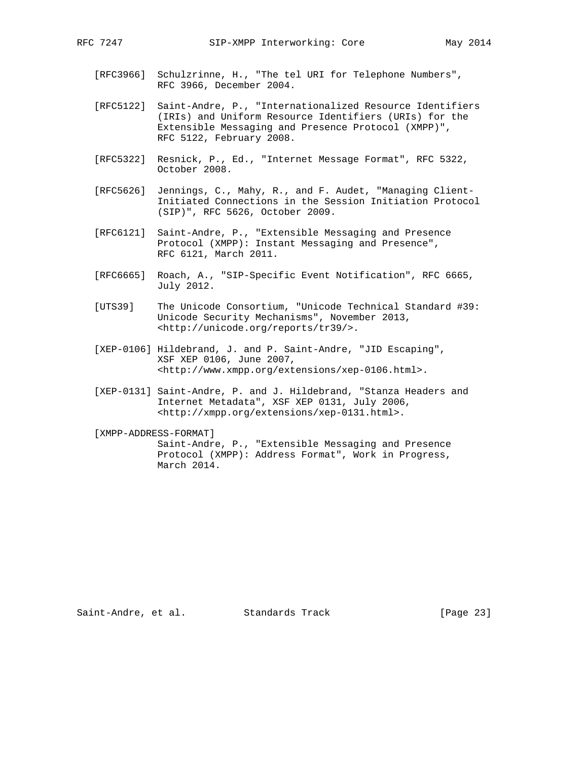[RFC3966] Schulzrinne, H., "The tel URI for Telephone Numbers", RFC 3966, December 2004.

[RFC5122] Saint-Andre, P., "Internationalized Resource Identifiers (IRIs) and Uniform Resource Identifiers (URIs) for the Extensible Messaging and Presence Protocol (XMPP)", RFC 5122, February 2008.

[RFC5322] Resnick, P., Ed., "Internet Message Format", RFC 5322, October 2008.

[RFC5626] Jennings, C., Mahy, R., and F. Audet, "Managing Client-Initiated Connections in the Session Initiation Protocol (SIP)", RFC 5626, October 2009.

[RFC6121] Saint-Andre, P., "Extensible Messaging and Presence Protocol (XMPP): Instant Messaging and Presence", RFC 6121, March 2011.

[RFC6665] Roach, A., "SIP-Specific Event Notification", RFC 6665, July 2012.

[UTS39] The Unicode Consortium, "Unicode Technical Standard #39: Unicode Security Mechanisms", November 2013, <http://unicode.org/reports/tr39/>.

[XEP-0106] Hildebrand, J. and P. Saint-Andre, "JID Escaping", XSF XEP 0106, June 2007, <http://www.xmpp.org/extensions/xep-0106.html>.

[XEP-0131] Saint-Andre, P. and J. Hildebrand, "Stanza Headers and Internet Metadata", XSF XEP 0131, July 2006, <http://xmpp.org/extensions/xep-0131.html>.

[XMPP-ADDRESS-FORMAT]
Saint-Andre, P., "Extensible Messaging and Presence Protocol (XMPP): Address Format", Work in Progress, March 2014.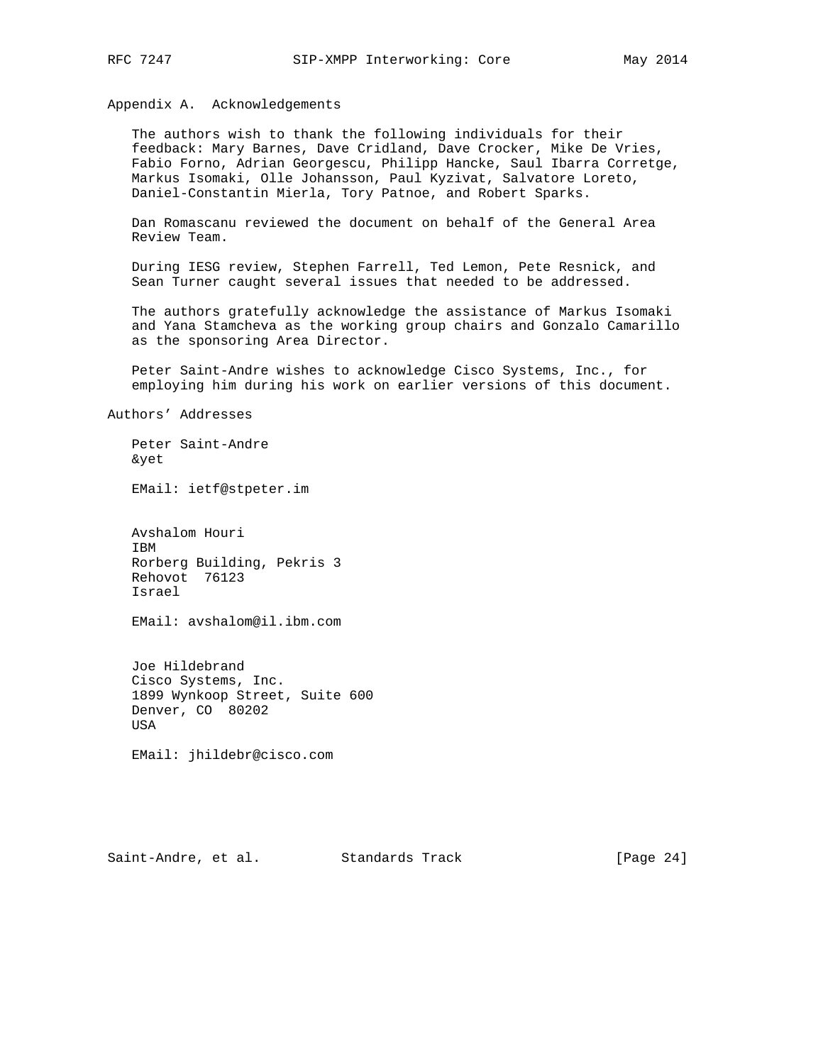## Appendix A. Acknowledgements

The authors wish to thank the following individuals for their feedback: Mary Barnes, Dave Cridland, Dave Crocker, Mike De Vries, Fabio Forno, Adrian Georgescu, Philipp Hancke, Saul Ibarra Corretge, Markus Isomaki, Olle Johansson, Paul Kyzivat, Salvatore Loreto, Daniel-Constantin Mierla, Tory Patnoe, and Robert Sparks.

Dan Romascanu reviewed the document on behalf of the General Area Review Team.

During IESG review, Stephen Farrell, Ted Lemon, Pete Resnick, and Sean Turner caught several issues that needed to be addressed.

The authors gratefully acknowledge the assistance of Markus Isomaki and Yana Stamcheva as the working group chairs and Gonzalo Camarillo as the sponsoring Area Director.

Peter Saint-Andre wishes to acknowledge Cisco Systems, Inc., for employing him during his work on earlier versions of this document.

## Authors' Addresses

Peter Saint-Andre
&yet

EMail: ietf@stpeter.im

Avshalom Houri
IBM
Rorberg Building, Pekris 3
Rehovot 76123
Israel

EMail: avshalom@il.ibm.com

Joe Hildebrand
Cisco Systems, Inc.
1899 Wynkoop Street, Suite 600
Denver, CO 80202
USA

EMail: jhildebr@cisco.com